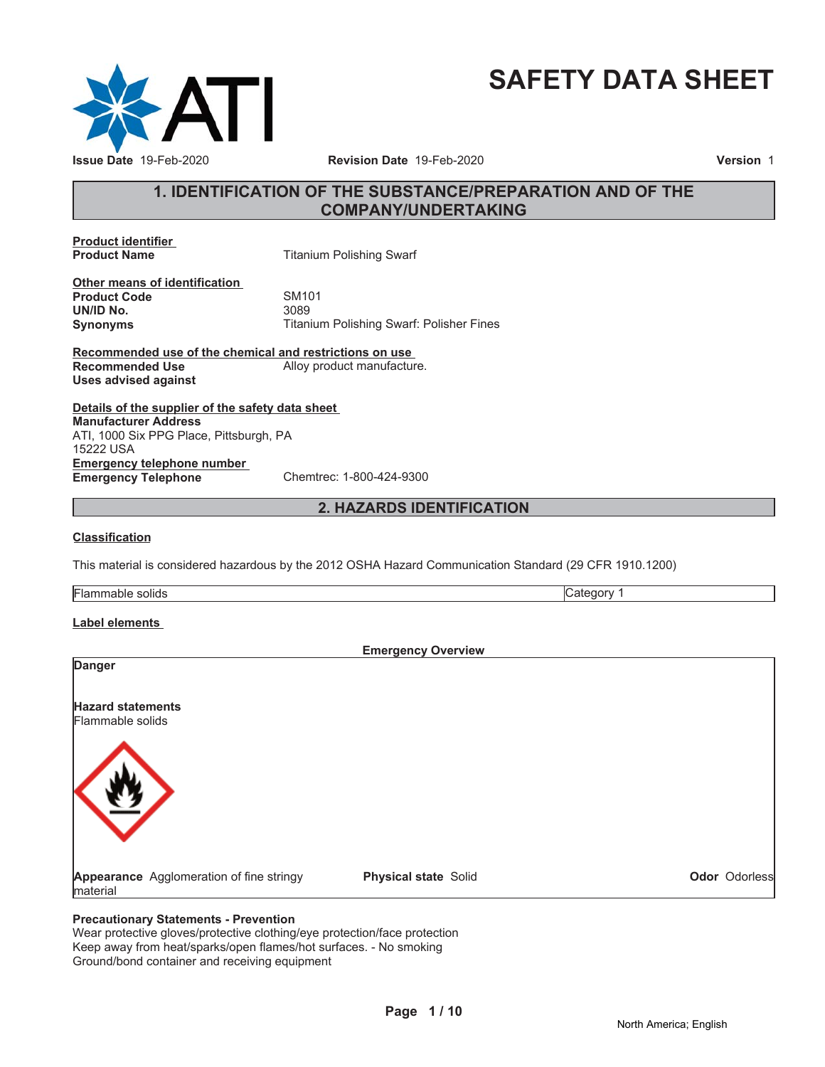# SAFETY DATA SHEET

**Issue Date** 19-Feb-2020 **Revision Date** 19-Feb-2020 **Version** 1

## 1. IDENTIFICATION OF THE SUBSTANCE/PREPARATION AND OF THE COMPANY/UNDERTAKING

**Product identifier**

| | |
|---|---|
| **Product Name** | Titanium Polishing Swarf |

**Other means of identification**

| | |
|---|---|
| **Product Code** | SM101 |
| **UN/ID No.** | 3089 |
| **Synonyms** | Titanium Polishing Swarf: Polisher Fines |

**Recommended use of the chemical and restrictions on use**

| | |
|---|---|
| **Recommended Use** | Alloy product manufacture. |
| **Uses advised against** | |

**Details of the supplier of the safety data sheet**

**Manufacturer Address**
ATI, 1000 Six PPG Place, Pittsburgh, PA
15222 USA

**Emergency telephone number**

| | |
|---|---|
| **Emergency Telephone** | Chemtrec: 1-800-424-9300 |

## 2. HAZARDS IDENTIFICATION

**Classification**

This material is considered hazardous by the 2012 OSHA Hazard Communication Standard (29 CFR 1910.1200)

| | |
|---|---|
| Flammable solids | Category 1 |

**Label elements**

**Emergency Overview**

**Danger**

**Hazard statements**
Flammable solids

**Appearance** Agglomeration of fine stringy material **Physical state** Solid **Odor** Odorless

**Precautionary Statements - Prevention**
Wear protective gloves/protective clothing/eye protection/face protection
Keep away from heat/sparks/open flames/hot surfaces. - No smoking
Ground/bond container and receiving equipment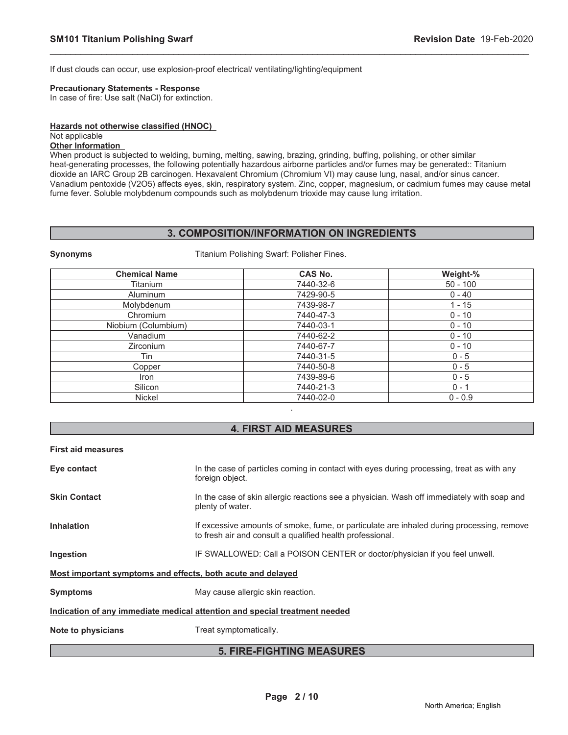If dust clouds can occur, use explosion-proof electrical/ ventilating/lighting/equipment

**Precautionary Statements - Response**

In case of fire: Use salt (NaCl) for extinction.

**Hazards not otherwise classified (HNOC)**

Not applicable

**Other Information**

When product is subjected to welding, burning, melting, sawing, brazing, grinding, buffing, polishing, or other similar heat-generating processes, the following potentially hazardous airborne particles and/or fumes may be generated:: Titanium dioxide an IARC Group 2B carcinogen. Hexavalent Chromium (Chromium VI) may cause lung, nasal, and/or sinus cancer. Vanadium pentoxide ($V_2O_5$) affects eyes, skin, respiratory system. Zinc, copper, magnesium, or cadmium fumes may cause metal fume fever. Soluble molybdenum compounds such as molybdenum trioxide may cause lung irritation.

## 3. COMPOSITION/INFORMATION ON INGREDIENTS

**Synonyms** Titanium Polishing Swarf: Polisher Fines.

| Chemical Name | CAS No. | Weight-% |
|---|---|---|
| Titanium | 7440-32-6 | 50 - 100 |
| Aluminum | 7429-90-5 | 0 - 40 |
| Molybdenum | 7439-98-7 | 1 - 15 |
| Chromium | 7440-47-3 | 0 - 10 |
| Niobium (Columbium) | 7440-03-1 | 0 - 10 |
| Vanadium | 7440-62-2 | 0 - 10 |
| Zirconium | 7440-67-7 | 0 - 10 |
| Tin | 7440-31-5 | 0 - 5 |
| Copper | 7440-50-8 | 0 - 5 |
| Iron | 7439-89-6 | 0 - 5 |
| Silicon | 7440-21-3 | 0 - 1 |
| Nickel | 7440-02-0 | 0 - 0.9 |

.

## 4. FIRST AID MEASURES

**First aid measures**

**Eye contact** In the case of particles coming in contact with eyes during processing, treat as with any foreign object.

**Skin Contact** In the case of skin allergic reactions see a physician. Wash off immediately with soap and plenty of water.

**Inhalation** If excessive amounts of smoke, fume, or particulate are inhaled during processing, remove to fresh air and consult a qualified health professional.

**Ingestion** IF SWALLOWED: Call a POISON CENTER or doctor/physician if you feel unwell.

**Most important symptoms and effects, both acute and delayed**

**Symptoms** May cause allergic skin reaction.

**Indication of any immediate medical attention and special treatment needed**

**Note to physicians** Treat symptomatically.

## 5. FIRE-FIGHTING MEASURES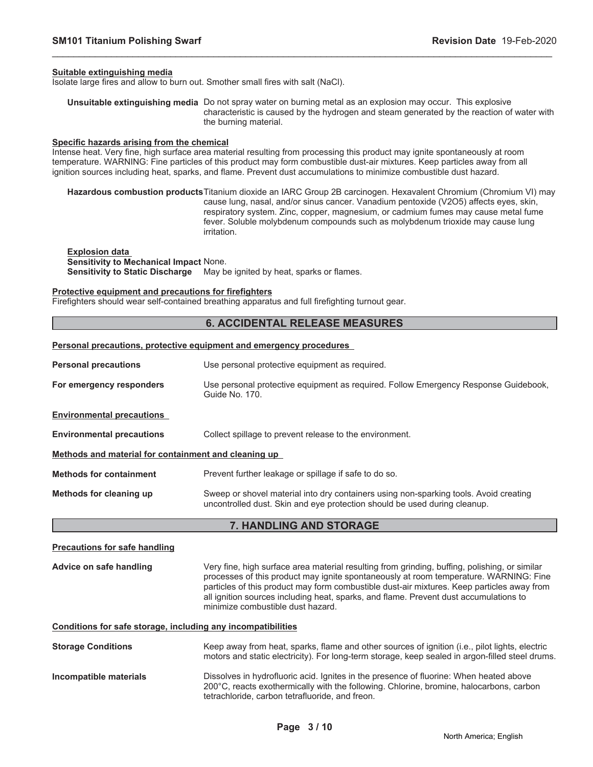#### Suitable extinguishing media

Isolate large fires and allow to burn out. Smother small fires with salt (NaCl).

**Unsuitable extinguishing media** Do not spray water on burning metal as an explosion may occur. This explosive characteristic is caused by the hydrogen and steam generated by the reaction of water with the burning material.

#### Specific hazards arising from the chemical

Intense heat. Very fine, high surface area material resulting from processing this product may ignite spontaneously at room temperature. WARNING: Fine particles of this product may form combustible dust-air mixtures. Keep particles away from all ignition sources including heat, sparks, and flame. Prevent dust accumulations to minimize combustible dust hazard.

**Hazardous combustion products** Titanium dioxide an IARC Group 2B carcinogen. Hexavalent Chromium (Chromium VI) may cause lung, nasal, and/or sinus cancer. Vanadium pentoxide ($V_2O_5$) affects eyes, skin, respiratory system. Zinc, copper, magnesium, or cadmium fumes may cause metal fume fever. Soluble molybdenum compounds such as molybdenum trioxide may cause lung irritation.

**Explosion data**
**Sensitivity to Mechanical Impact** None.
**Sensitivity to Static Discharge** May be ignited by heat, sparks or flames.

#### Protective equipment and precautions for firefighters

Firefighters should wear self-contained breathing apparatus and full firefighting turnout gear.

## 6. ACCIDENTAL RELEASE MEASURES

#### Personal precautions, protective equipment and emergency procedures

**Personal precautions** Use personal protective equipment as required.

**For emergency responders** Use personal protective equipment as required. Follow Emergency Response Guidebook, Guide No. 170.

#### Environmental precautions

**Environmental precautions** Collect spillage to prevent release to the environment.

#### Methods and material for containment and cleaning up

**Methods for containment** Prevent further leakage or spillage if safe to do so.

**Methods for cleaning up** Sweep or shovel material into dry containers using non-sparking tools. Avoid creating uncontrolled dust. Skin and eye protection should be used during cleanup.

## 7. HANDLING AND STORAGE

#### Precautions for safe handling

**Advice on safe handling** Very fine, high surface area material resulting from grinding, buffing, polishing, or similar processes of this product may ignite spontaneously at room temperature. WARNING: Fine particles of this product may form combustible dust-air mixtures. Keep particles away from all ignition sources including heat, sparks, and flame. Prevent dust accumulations to minimize combustible dust hazard.

#### Conditions for safe storage, including any incompatibilities

**Storage Conditions** Keep away from heat, sparks, flame and other sources of ignition (i.e., pilot lights, electric motors and static electricity). For long-term storage, keep sealed in argon-filled steel drums.

**Incompatible materials** Dissolves in hydrofluoric acid. Ignites in the presence of fluorine: When heated above 200°C, reacts exothermically with the following. Chlorine, bromine, halocarbons, carbon tetrachloride, carbon tetrafluoride, and freon.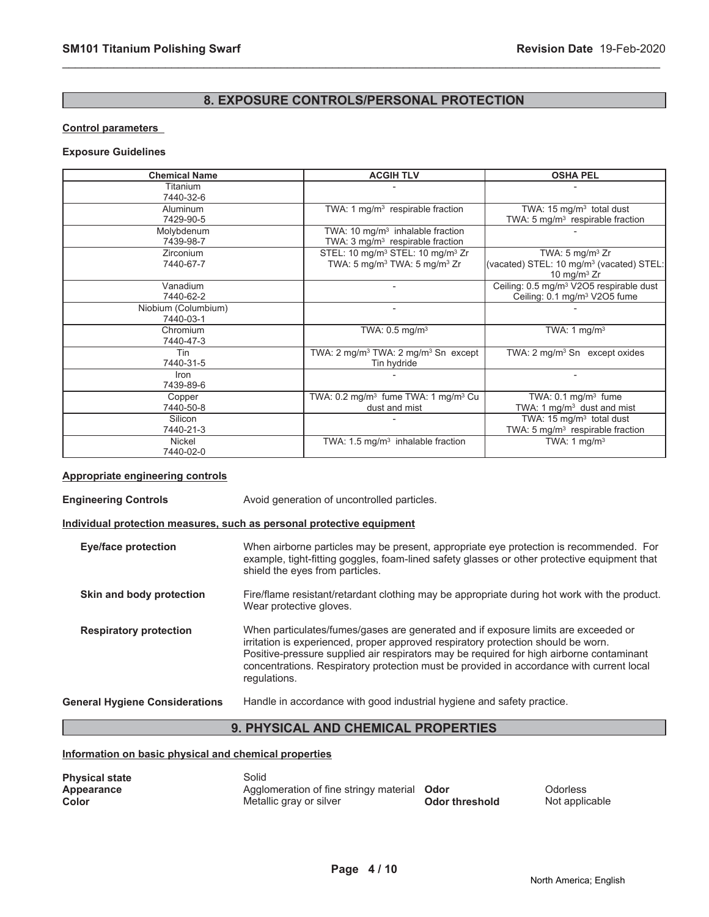## 8. EXPOSURE CONTROLS/PERSONAL PROTECTION

**Control parameters**

**Exposure Guidelines**

| Chemical Name | ACGIH TLV | OSHA PEL |
|---|---|---|
| Titanium 7440-32-6 | - | - |
| Aluminum 7429-90-5 | TWA: 1 mg/m$^3$ respirable fraction | TWA: 15 mg/m$^3$ total dust TWA: 5 mg/m$^3$ respirable fraction |
| Molybdenum 7439-98-7 | TWA: 10 mg/m$^3$ inhalable fraction TWA: 3 mg/m$^3$ respirable fraction | - |
| Zirconium 7440-67-7 | STEL: 10 mg/m$^3$ STEL: 10 mg/m$^3$ Zr TWA: 5 mg/m$^3$ TWA: 5 mg/m$^3$ Zr | TWA: 5 mg/m$^3$ Zr (vacated) STEL: 10 mg/m$^3$ (vacated) STEL: 10 mg/m$^3$ Zr |
| Vanadium 7440-62-2 | - | Ceiling: 0.5 mg/m$^3$ V2O5 respirable dust Ceiling: 0.1 mg/m$^3$ V2O5 fume |
| Niobium (Columbium) 7440-03-1 | - | - |
| Chromium 7440-47-3 | TWA: 0.5 mg/m$^3$ | TWA: 1 mg/m$^3$ |
| Tin 7440-31-5 | TWA: 2 mg/m$^3$ TWA: 2 mg/m$^3$ Sn except Tin hydride | TWA: 2 mg/m$^3$ Sn except oxides |
| Iron 7439-89-6 | - | - |
| Copper 7440-50-8 | TWA: 0.2 mg/m$^3$ fume TWA: 1 mg/m$^3$ Cu dust and mist | TWA: 0.1 mg/m$^3$ fume TWA: 1 mg/m$^3$ dust and mist |
| Silicon 7440-21-3 | - | TWA: 15 mg/m$^3$ total dust TWA: 5 mg/m$^3$ respirable fraction |
| Nickel 7440-02-0 | TWA: 1.5 mg/m$^3$ inhalable fraction | TWA: 1 mg/m$^3$ |

**Appropriate engineering controls**

**Engineering Controls** Avoid generation of uncontrolled particles.

**Individual protection measures, such as personal protective equipment**

**Eye/face protection** When airborne particles may be present, appropriate eye protection is recommended. For example, tight-fitting goggles, foam-lined safety glasses or other protective equipment that shield the eyes from particles.

**Skin and body protection** Fire/flame resistant/retardant clothing may be appropriate during hot work with the product. Wear protective gloves.

**Respiratory protection** When particulates/fumes/gases are generated and if exposure limits are exceeded or irritation is experienced, proper approved respiratory protection should be worn. Positive-pressure supplied air respirators may be required for high airborne contaminant concentrations. Respiratory protection must be provided in accordance with current local regulations.

**General Hygiene Considerations** Handle in accordance with good industrial hygiene and safety practice.

## 9. PHYSICAL AND CHEMICAL PROPERTIES

**Information on basic physical and chemical properties**

| | | | |
|---|---|---|---|
| **Physical state** | Solid | | |
| **Appearance** | Agglomeration of fine stringy material | **Odor** | Odorless |
| **Color** | Metallic gray or silver | **Odor threshold** | Not applicable |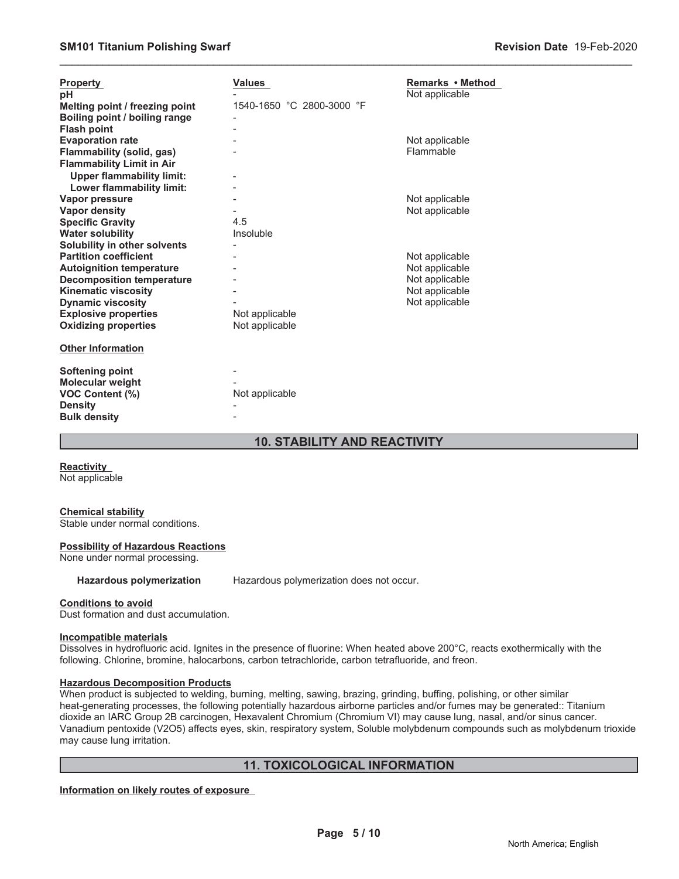| Property | Values | Remarks • Method |
|---|---|---|
| **pH** | - | Not applicable |
| **Melting point / freezing point** | 1540-1650 °C 2800-3000 °F | |
| **Boiling point / boiling range** | - | |
| **Flash point** | - | |
| **Evaporation rate** | - | Not applicable |
| **Flammability (solid, gas)** | - | Flammable |
| **Flammability Limit in Air** | | |
| **Upper flammability limit:** | - | |
| **Lower flammability limit:** | - | |
| **Vapor pressure** | - | Not applicable |
| **Vapor density** | - | Not applicable |
| **Specific Gravity** | 4.5 | |
| **Water solubility** | Insoluble | |
| **Solubility in other solvents** | - | |
| **Partition coefficient** | - | Not applicable |
| **Autoignition temperature** | - | Not applicable |
| **Decomposition temperature** | - | Not applicable |
| **Kinematic viscosity** | - | Not applicable |
| **Dynamic viscosity** | - | Not applicable |
| **Explosive properties** | Not applicable | |
| **Oxidizing properties** | Not applicable | |

**Other Information**

| | |
|---|---|
| **Softening point** | - |
| **Molecular weight** | - |
| **VOC Content (%)** | Not applicable |
| **Density** | - |
| **Bulk density** | - |

## 10. STABILITY AND REACTIVITY

**Reactivity**
Not applicable

**Chemical stability**
Stable under normal conditions.

**Possibility of Hazardous Reactions**
None under normal processing.

**Hazardous polymerization** Hazardous polymerization does not occur.

**Conditions to avoid**
Dust formation and dust accumulation.

**Incompatible materials**
Dissolves in hydrofluoric acid. Ignites in the presence of fluorine: When heated above 200°C, reacts exothermically with the following. Chlorine, bromine, halocarbons, carbon tetrachloride, carbon tetrafluoride, and freon.

**Hazardous Decomposition Products**
When product is subjected to welding, burning, melting, sawing, brazing, grinding, buffing, polishing, or other similar heat-generating processes, the following potentially hazardous airborne particles and/or fumes may be generated:: Titanium dioxide an IARC Group 2B carcinogen, Hexavalent Chromium (Chromium VI) may cause lung, nasal, and/or sinus cancer. Vanadium pentoxide ($V_2O_5$) affects eyes, skin, respiratory system, Soluble molybdenum compounds such as molybdenum trioxide may cause lung irritation.

## 11. TOXICOLOGICAL INFORMATION

**Information on likely routes of exposure**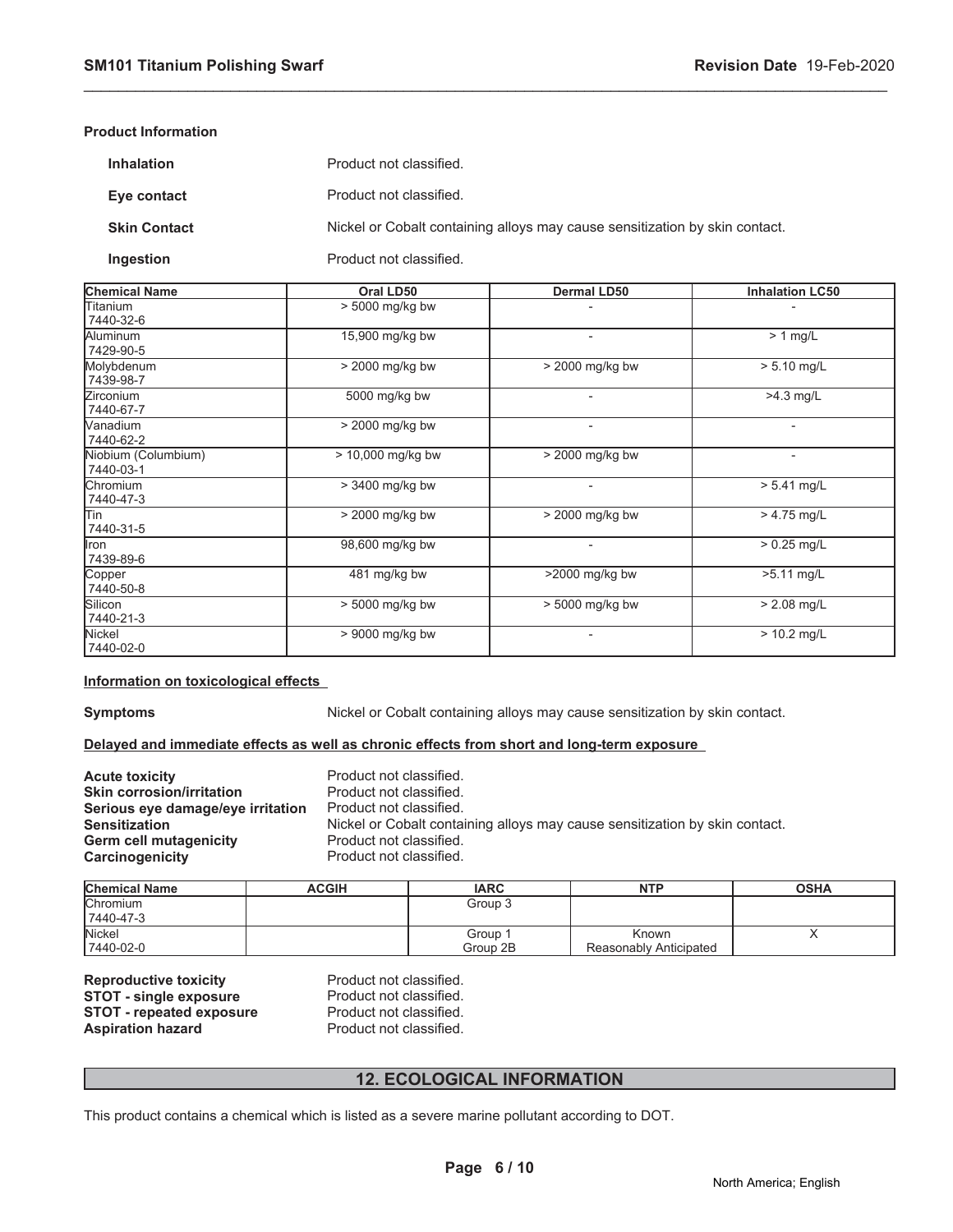**Product Information**

| | |
|---|---|
| **Inhalation** | Product not classified. |
| **Eye contact** | Product not classified. |
| **Skin Contact** | Nickel or Cobalt containing alloys may cause sensitization by skin contact. |
| **Ingestion** | Product not classified. |

| Chemical Name | Oral LD50 | Dermal LD50 | Inhalation LC50 |
|---|---|---|---|
| Titanium<br>7440-32-6 | > 5000 mg/kg bw | - | - |
| Aluminum<br>7429-90-5 | 15,900 mg/kg bw | - | > 1 mg/L |
| Molybdenum<br>7439-98-7 | > 2000 mg/kg bw | > 2000 mg/kg bw | > 5.10 mg/L |
| Zirconium<br>7440-67-7 | 5000 mg/kg bw | - | >4.3 mg/L |
| Vanadium<br>7440-62-2 | > 2000 mg/kg bw | - | - |
| Niobium (Columbium)<br>7440-03-1 | > 10,000 mg/kg bw | > 2000 mg/kg bw | - |
| Chromium<br>7440-47-3 | > 3400 mg/kg bw | - | > 5.41 mg/L |
| Tin<br>7440-31-5 | > 2000 mg/kg bw | > 2000 mg/kg bw | > 4.75 mg/L |
| Iron<br>7439-89-6 | 98,600 mg/kg bw | - | > 0.25 mg/L |
| Copper<br>7440-50-8 | 481 mg/kg bw | >2000 mg/kg bw | >5.11 mg/L |
| Silicon<br>7440-21-3 | > 5000 mg/kg bw | > 5000 mg/kg bw | > 2.08 mg/L |
| Nickel<br>7440-02-0 | > 9000 mg/kg bw | - | > 10.2 mg/L |

**Information on toxicological effects**

**Symptoms** Nickel or Cobalt containing alloys may cause sensitization by skin contact.

**Delayed and immediate effects as well as chronic effects from short and long-term exposure**

| | |
|---|---|
| **Acute toxicity** | Product not classified. |
| **Skin corrosion/irritation** | Product not classified. |
| **Serious eye damage/eye irritation** | Product not classified. |
| **Sensitization** | Nickel or Cobalt containing alloys may cause sensitization by skin contact. |
| **Germ cell mutagenicity** | Product not classified. |
| **Carcinogenicity** | Product not classified. |

| Chemical Name | ACGIH | IARC | NTP | OSHA |
|---|---|---|---|---|
| Chromium<br>7440-47-3 | | Group 3 | | |
| Nickel<br>7440-02-0 | | Group 1<br>Group 2B | Known<br>Reasonably Anticipated | X |

| | |
|---|---|
| **Reproductive toxicity** | Product not classified. |
| **STOT - single exposure** | Product not classified. |
| **STOT - repeated exposure** | Product not classified. |
| **Aspiration hazard** | Product not classified. |

## 12. ECOLOGICAL INFORMATION

This product contains a chemical which is listed as a severe marine pollutant according to DOT.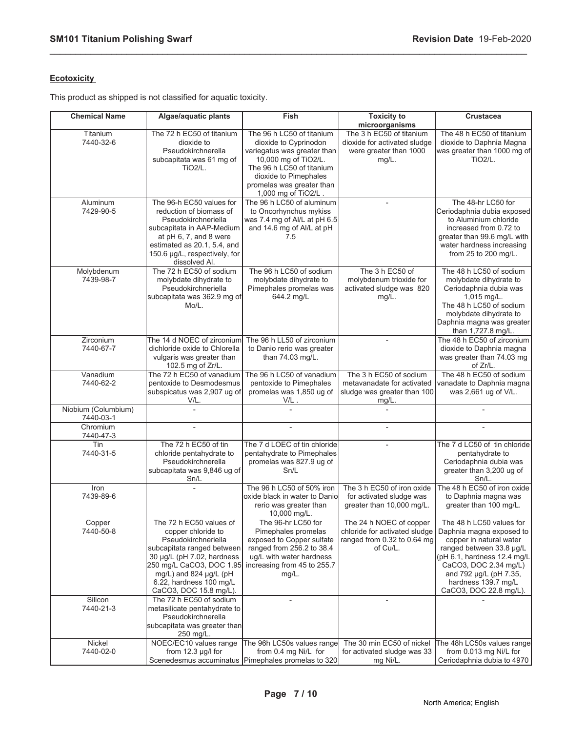**Ecotoxicity**

This product as shipped is not classified for aquatic toxicity.

| Chemical Name | Algae/aquatic plants | Fish | Toxicity to microorganisms | Crustacea |
|---|---|---|---|---|
| Titanium 7440-32-6 | The 72 h EC50 of titanium dioxide to Pseudokirchnerella subcapitata was 61 mg of TiO2/L. | The 96 h LC50 of titanium dioxide to Cyprinodon variegatus was greater than 10,000 mg of TiO2/L. The 96 h LC50 of titanium dioxide to Pimephales promelas was greater than 1,000 mg of TiO2/L . | The 3 h EC50 of titanium dioxide for activated sludge were greater than 1000 mg/L. | The 48 h EC50 of titanium dioxide to Daphnia Magna was greater than 1000 mg of TiO2/L. |
| Aluminum 7429-90-5 | The 96-h EC50 values for reduction of biomass of Pseudokirchneriella subcapitata in AAP-Medium at pH 6, 7, and 8 were estimated as 20.1, 5.4, and 150.6 µg/L, respectively, for dissolved Al. | The 96 h LC50 of aluminum to Oncorhynchus mykiss was 7.4 mg of Al/L at pH 6.5 and 14.6 mg of Al/L at pH 7.5 | - | The 48-hr LC50 for Ceriodaphnia dubia exposed to Aluminium chloride increased from 0.72 to greater than 99.6 mg/L with water hardness increasing from 25 to 200 mg/L. |
| Molybdenum 7439-98-7 | The 72 h EC50 of sodium molybdate dihydrate to Pseudokirchneriella subcapitata was 362.9 mg of Mo/L. | The 96 h LC50 of sodium molybdate dihydrate to Pimephales promelas was 644.2 mg/L | The 3 h EC50 of molybdenum trioxide for activated sludge was 820 mg/L. | The 48 h LC50 of sodium molybdate dihydrate to Ceriodaphnia dubia was 1,015 mg/L. The 48 h LC50 of sodium molybdate dihydrate to Daphnia magna was greater than 1,727.8 mg/L. |
| Zirconium 7440-67-7 | The 14 d NOEC of zirconium dichloride oxide to Chlorella vulgaris was greater than 102.5 mg of Zr/L. | The 96 h LL50 of zirconium to Danio rerio was greater than 74.03 mg/L. | - | The 48 h EC50 of zirconium dioxide to Daphnia magna was greater than 74.03 mg of Zr/L. |
| Vanadium 7440-62-2 | The 72 h EC50 of vanadium pentoxide to Desmodesmus subspicatus was 2,907 ug of V/L. | The 96 h LC50 of vanadium pentoxide to Pimephales promelas was 1,850 ug of V/L . | The 3 h EC50 of sodium metavanadate for activated sludge was greater than 100 mg/L. | The 48 h EC50 of sodium vanadate to Daphnia magna was 2,661 ug of V/L. |
| Niobium (Columbium) 7440-03-1 | - | - | - | - |
| Chromium 7440-47-3 | - | - | - | - |
| Tin 7440-31-5 | The 72 h EC50 of tin chloride pentahydrate to Pseudokirchnerella subcapitata was 9,846 ug of Sn/L | The 7 d LOEC of tin chloride pentahydrate to Pimephales promelas was 827.9 ug of Sn/L | - | The 7 d LC50 of tin chloride pentahydrate to Ceriodaphnia dubia was greater than 3,200 ug of Sn/L. |
| Iron 7439-89-6 | - | The 96 h LC50 of 50% iron oxide black in water to Danio rerio was greater than 10,000 mg/L. | The 3 h EC50 of iron oxide for activated sludge was greater than 10,000 mg/L. | The 48 h EC50 of iron oxide to Daphnia magna was greater than 100 mg/L. |
| Copper 7440-50-8 | The 72 h EC50 values of copper chloride to Pseudokirchneriella subcapitata ranged between 30 µg/L (pH 7.02, hardness 250 mg/L CaCO3, DOC 1.95 mg/L) and 824 µg/L (pH 6.22, hardness 100 mg/L CaCO3, DOC 15.8 mg/L). | The 96-hr LC50 for Pimephales promelas exposed to Copper sulfate ranged from 256.2 to 38.4 ug/L with water hardness increasing from 45 to 255.7 mg/L. | The 24 h NOEC of copper chloride for activated sludge ranged from 0.32 to 0.64 mg of Cu/L. | The 48 h LC50 values for Daphnia magna exposed to copper in natural water ranged between 33.8 µg/L (pH 6.1, hardness 12.4 mg/L CaCO3, DOC 2.34 mg/L) and 792 µg/L (pH 7.35, hardness 139.7 mg/L CaCO3, DOC 22.8 mg/L). |
| Silicon 7440-21-3 | The 72 h EC50 of sodium metasilicate pentahydrate to Pseudokirchnerella subcapitata was greater than 250 mg/L. | - | - | - |
| Nickel 7440-02-0 | NOEC/EC10 values range from 12.3 µg/l for Scenedesmus accuminatus | The 96h LC50s values range from 0.4 mg Ni/L for Pimephales promelas to 320 | The 30 min EC50 of nickel for activated sludge was 33 mg Ni/L. | The 48h LC50s values range from 0.013 mg Ni/L for Ceriodaphnia dubia to 4970 |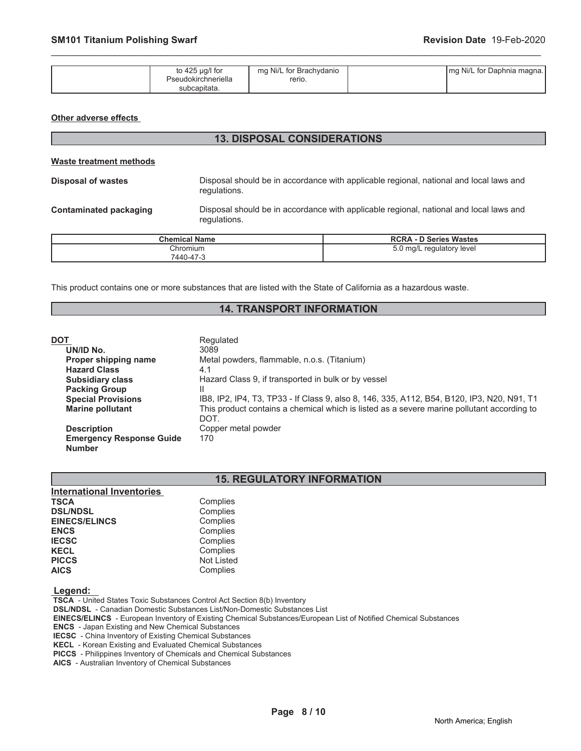| | to 425 µg/l for Pseudokirchneriella subcapitata. | mg Ni/L for Brachydanio rerio. | | mg Ni/L for Daphnia magna. |
|---|---|---|---|---|

**Other adverse effects**

## 13. DISPOSAL CONSIDERATIONS

**Waste treatment methods**

**Disposal of wastes** Disposal should be in accordance with applicable regional, national and local laws and regulations.

**Contaminated packaging** Disposal should be in accordance with applicable regional, national and local laws and regulations.

| Chemical Name | RCRA - D Series Wastes |
|---|---|
| Chromium 7440-47-3 | 5.0 mg/L regulatory level |

This product contains one or more substances that are listed with the State of California as a hazardous waste.

## 14. TRANSPORT INFORMATION

**DOT** Regulated
- **UN/ID No.** 3089
- **Proper shipping name** Metal powders, flammable, n.o.s. (Titanium)
- **Hazard Class** 4.1
- **Subsidiary class** Hazard Class 9, if transported in bulk or by vessel
- **Packing Group** II
- **Special Provisions** IB8, IP2, IP4, T3, TP33 - If Class 9, also 8, 146, 335, A112, B54, B120, IP3, N20, N91, T1
- **Marine pollutant** This product contains a chemical which is listed as a severe marine pollutant according to DOT.
- **Description** Copper metal powder
- **Emergency Response Guide Number** 170

## 15. REGULATORY INFORMATION

**International Inventories**

| | |
|---|---|
| **TSCA** | Complies |
| **DSL/NDSL** | Complies |
| **EINECS/ELINCS** | Complies |
| **ENCS** | Complies |
| **IECSC** | Complies |
| **KECL** | Complies |
| **PICCS** | Not Listed |
| **AICS** | Complies |

**Legend:**
- **TSCA** - United States Toxic Substances Control Act Section 8(b) Inventory
- **DSL/NDSL** - Canadian Domestic Substances List/Non-Domestic Substances List
- **EINECS/ELINCS** - European Inventory of Existing Chemical Substances/European List of Notified Chemical Substances
- **ENCS** - Japan Existing and New Chemical Substances
- **IECSC** - China Inventory of Existing Chemical Substances
- **KECL** - Korean Existing and Evaluated Chemical Substances
- **PICCS** - Philippines Inventory of Chemicals and Chemical Substances
- **AICS** - Australian Inventory of Chemical Substances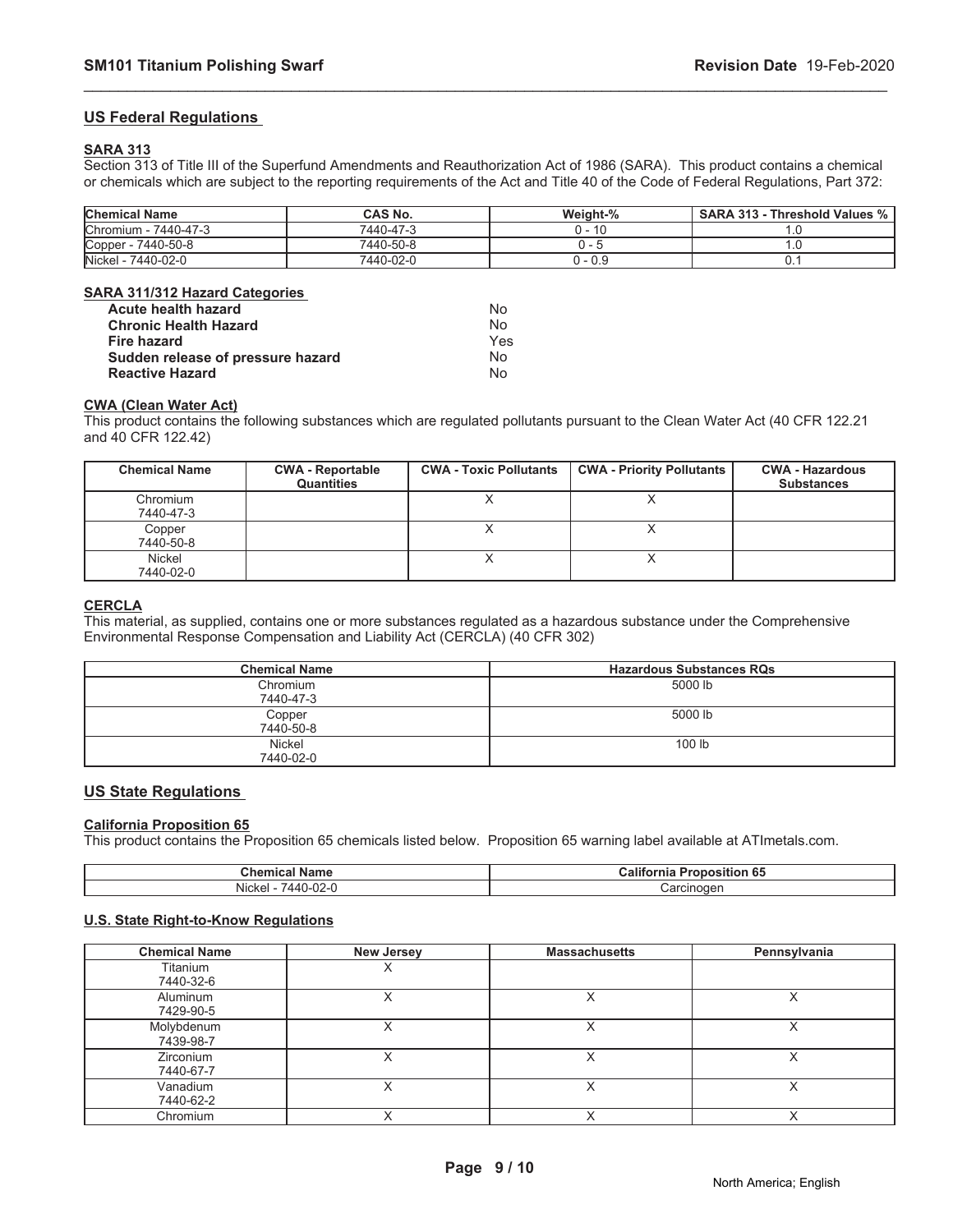## US Federal Regulations

### SARA 313

Section 313 of Title III of the Superfund Amendments and Reauthorization Act of 1986 (SARA). This product contains a chemical or chemicals which are subject to the reporting requirements of the Act and Title 40 of the Code of Federal Regulations, Part 372:

| Chemical Name | CAS No. | Weight-% | SARA 313 - Threshold Values % |
|---|---|---|---|
| Chromium - 7440-47-3 | 7440-47-3 | 0 - 10 | 1.0 |
| Copper - 7440-50-8 | 7440-50-8 | 0 - 5 | 1.0 |
| Nickel - 7440-02-0 | 7440-02-0 | 0 - 0.9 | 0.1 |

### SARA 311/312 Hazard Categories

| | |
|---|---|
| **Acute health hazard** | No |
| **Chronic Health Hazard** | No |
| **Fire hazard** | Yes |
| **Sudden release of pressure hazard** | No |
| **Reactive Hazard** | No |

### CWA (Clean Water Act)

This product contains the following substances which are regulated pollutants pursuant to the Clean Water Act (40 CFR 122.21 and 40 CFR 122.42)

| Chemical Name | CWA - Reportable Quantities | CWA - Toxic Pollutants | CWA - Priority Pollutants | CWA - Hazardous Substances |
|---|---|---|---|---|
| Chromium 7440-47-3 | | X | X | |
| Copper 7440-50-8 | | X | X | |
| Nickel 7440-02-0 | | X | X | |

### CERCLA

This material, as supplied, contains one or more substances regulated as a hazardous substance under the Comprehensive Environmental Response Compensation and Liability Act (CERCLA) (40 CFR 302)

| Chemical Name | Hazardous Substances RQs |
|---|---|
| Chromium 7440-47-3 | 5000 lb |
| Copper 7440-50-8 | 5000 lb |
| Nickel 7440-02-0 | 100 lb |

## US State Regulations

### California Proposition 65

This product contains the Proposition 65 chemicals listed below. Proposition 65 warning label available at ATImetals.com.

| Chemical Name | California Proposition 65 |
|---|---|
| Nickel - 7440-02-0 | Carcinogen |

### U.S. State Right-to-Know Regulations

| Chemical Name | New Jersey | Massachusetts | Pennsylvania |
|---|---|---|---|
| Titanium 7440-32-6 | X | | |
| Aluminum 7429-90-5 | X | X | X |
| Molybdenum 7439-98-7 | X | X | X |
| Zirconium 7440-67-7 | X | X | X |
| Vanadium 7440-62-2 | X | X | X |
| Chromium | X | X | X |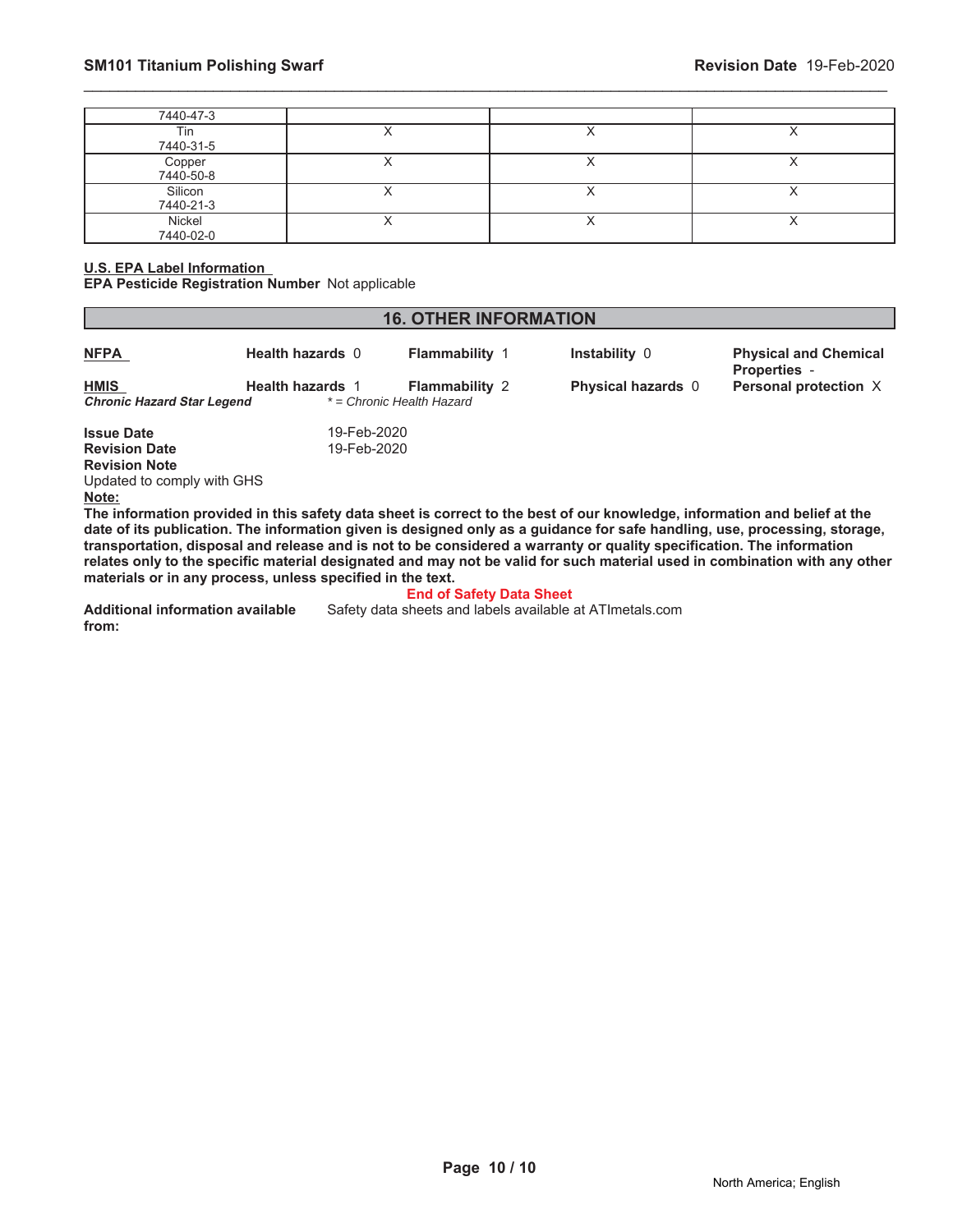| | | | |
|---|---|---|---|
| 7440-47-3 | | | |
| Tin<br>7440-31-5 | X | X | X |
| Copper<br>7440-50-8 | X | X | X |
| Silicon<br>7440-21-3 | X | X | X |
| Nickel<br>7440-02-0 | X | X | X |

**U.S. EPA Label Information**

**EPA Pesticide Registration Number** Not applicable

## 16. OTHER INFORMATION

| | | | | |
|---|---|---|---|---|
| **NFPA** | **Health hazards** 0 | **Flammability** 1 | **Instability** 0 | **Physical and Chemical Properties** - |
| **HMIS** | **Health hazards** 1 | **Flammability** 2 | **Physical hazards** 0 | **Personal protection** X |

***Chronic Hazard Star Legend*** *\* = Chronic Health Hazard*

**Issue Date** 19-Feb-2020

**Revision Date** 19-Feb-2020

**Revision Note**

Updated to comply with GHS

**Note:**

**The information provided in this safety data sheet is correct to the best of our knowledge, information and belief at the date of its publication. The information given is designed only as a guidance for safe handling, use, processing, storage, transportation, disposal and release and is not to be considered a warranty or quality specification. The information relates only to the specific material designated and may not be valid for such material used in combination with any other materials or in any process, unless specified in the text.**

**End of Safety Data Sheet**

**Additional information available from:** Safety data sheets and labels available at ATImetals.com

North America; English